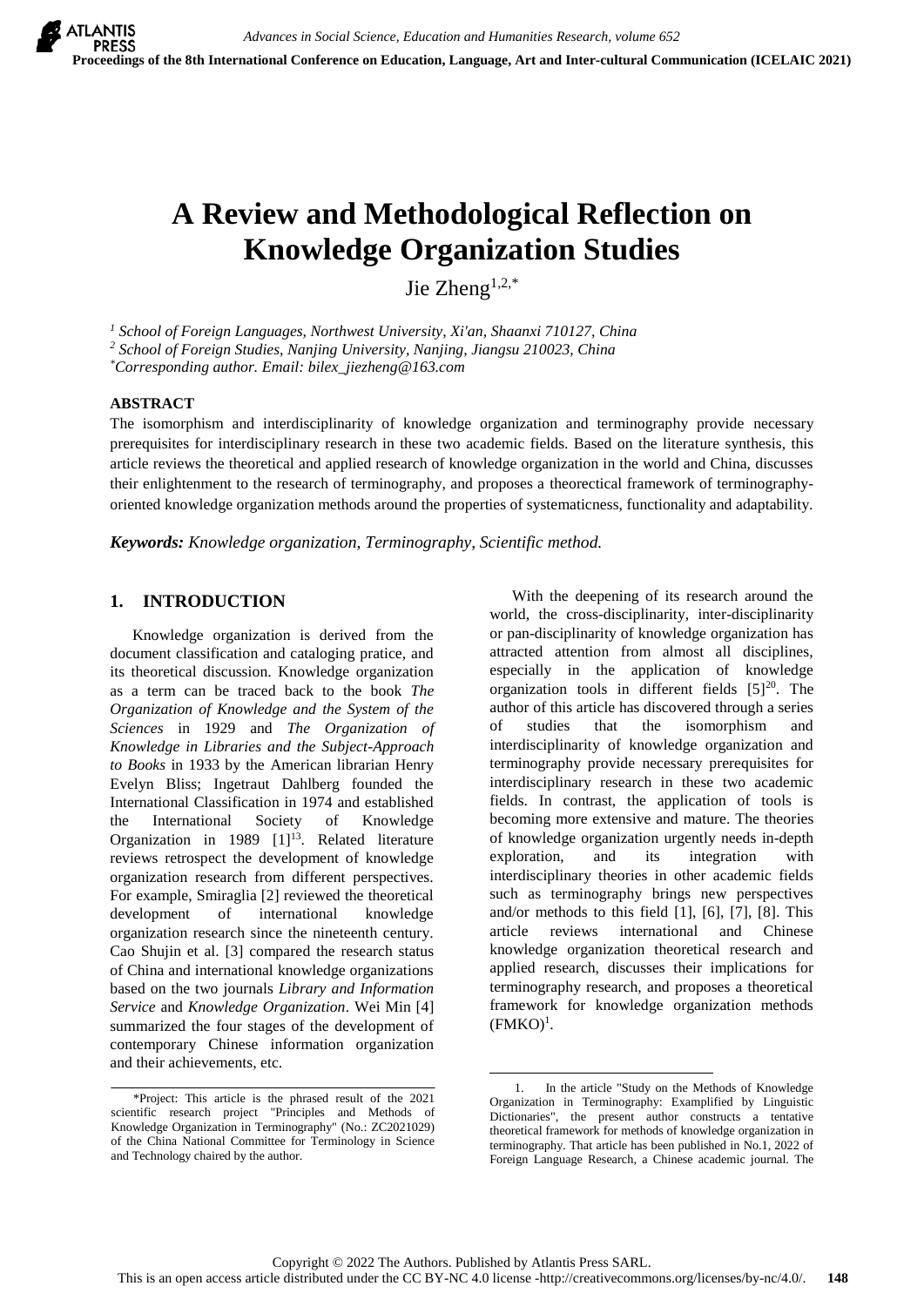# A Review and Methodological Reflection on Knowledge Organization Studies

Jie Zheng[1,2,*]

[1] School of Foreign Languages, Northwest University, Xi'an, Shaanxi 710127, China
[2] School of Foreign Studies, Nanjing University, Nanjing, Jiangsu 210023, China
[*]Corresponding author. Email: bilex_jiezheng@163.com

## ABSTRACT

The isomorphism and interdisciplinarity of knowledge organization and terminography provide necessary prerequisites for interdisciplinary research in these two academic fields. Based on the literature synthesis, this article reviews the theoretical and applied research of knowledge organization in the world and China, discusses their enlightenment to the research of terminography, and proposes a theorectical framework of terminography-oriented knowledge organization methods around the properties of systematicness, functionality and adaptability.

***Keywords:*** *Knowledge organization, Terminography, Scientific method.*

## 1. INTRODUCTION

Knowledge organization is derived from the document classification and cataloging pratice, and its theoretical discussion. Knowledge organization as a term can be traced back to the book *The Organization of Knowledge and the System of the Sciences* in 1929 and *The Organization of Knowledge in Libraries and the Subject-Approach to Books* in 1933 by the American librarian Henry Evelyn Bliss; Ingetraut Dahlberg founded the International Classification in 1974 and established the International Society of Knowledge Organization in 1989 [1][13]. Related literature reviews retrospect the development of knowledge organization research from different perspectives. For example, Smiraglia [2] reviewed the theoretical development of international knowledge organization research since the nineteenth century. Cao Shujin et al. [3] compared the research status of China and international knowledge organizations based on the two journals *Library and Information Service* and *Knowledge Organization*. Wei Min [4] summarized the four stages of the development of contemporary Chinese information organization and their achievements, etc.

With the deepening of its research around the world, the cross-disciplinarity, inter-disciplinarity or pan-disciplinarity of knowledge organization has attracted attention from almost all disciplines, especially in the application of knowledge organization tools in different fields [5][20]. The author of this article has discovered through a series of studies that the isomorphism and interdisciplinarity of knowledge organization and terminography provide necessary prerequisites for interdisciplinary research in these two academic fields. In contrast, the application of tools is becoming more extensive and mature. The theories of knowledge organization urgently needs in-depth exploration, and its integration with interdisciplinary theories in other academic fields such as terminography brings new perspectives and/or methods to this field [1], [6], [7], [8]. This article reviews international and Chinese knowledge organization theoretical research and applied research, discusses their implications for terminography research, and proposes a theoretical framework for knowledge organization methods (FMKO)[1].

---

*Project: This article is the phrased result of the 2021 scientific research project "Principles and Methods of Knowledge Organization in Terminography" (No.: ZC2021029) of the China National Committee for Terminology in Science and Technology chaired by the author.

1. In the article "Study on the Methods of Knowledge Organization in Terminography: Examplified by Linguistic Dictionaries", the present author constructs a tentative theoretical framework for methods of knowledge organization in terminography. That article has been published in No.1, 2022 of Foreign Language Research, a Chinese academic journal. The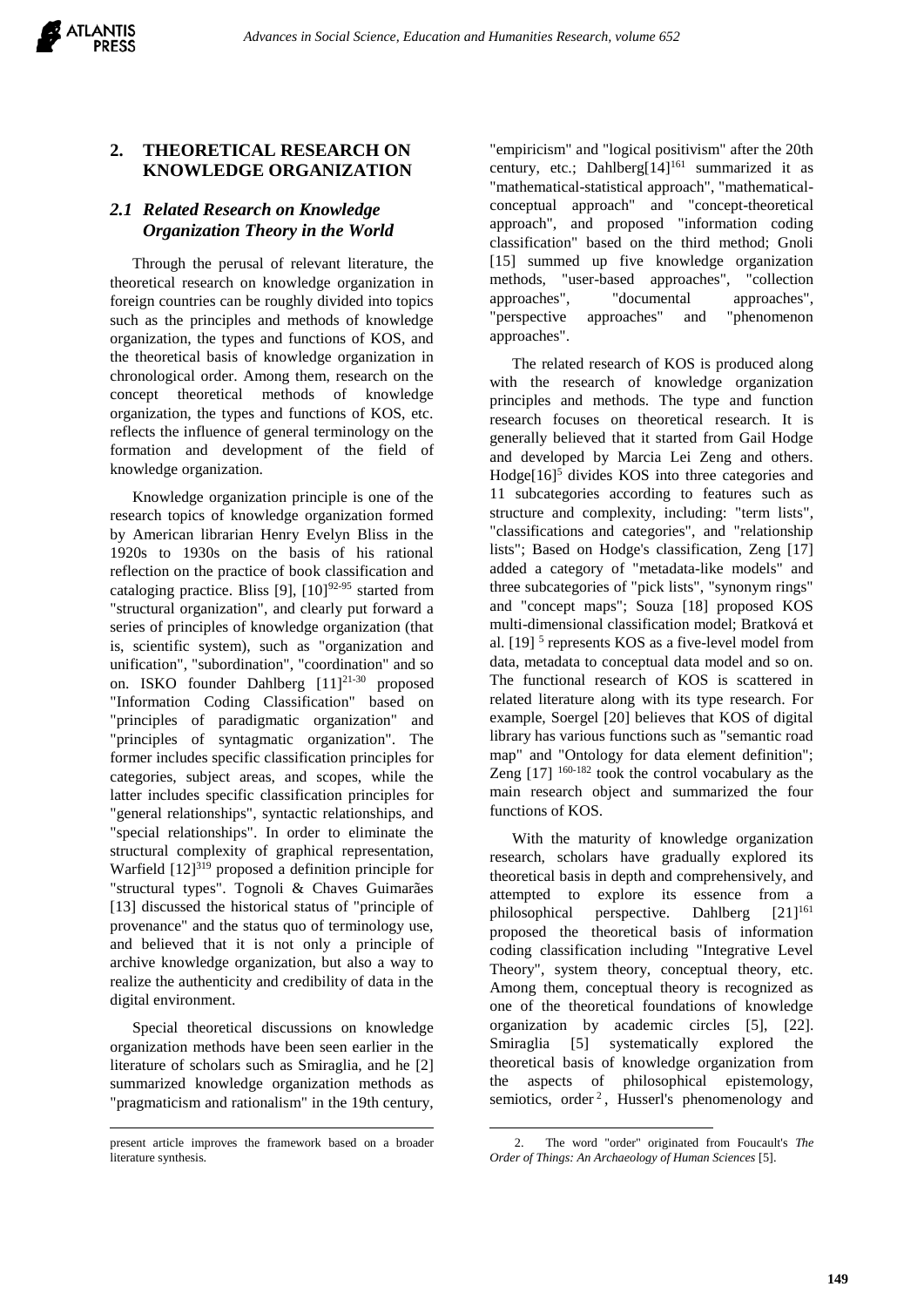present article improves the framework based on a broader literature synthesis.

## 2. THEORETICAL RESEARCH ON KNOWLEDGE ORGANIZATION

### *2.1 Related Research on Knowledge Organization Theory in the World*

Through the perusal of relevant literature, the theoretical research on knowledge organization in foreign countries can be roughly divided into topics such as the principles and methods of knowledge organization, the types and functions of KOS, and the theoretical basis of knowledge organization in chronological order. Among them, research on the concept theoretical methods of knowledge organization, the types and functions of KOS, etc. reflects the influence of general terminology on the formation and development of the field of knowledge organization.

Knowledge organization principle is one of the research topics of knowledge organization formed by American librarian Henry Evelyn Bliss in the 1920s to 1930s on the basis of his rational reflection on the practice of book classification and cataloging practice. Bliss [9], [10][92-95] started from "structural organization", and clearly put forward a series of principles of knowledge organization (that is, scientific system), such as "organization and unification", "subordination", "coordination" and so on. ISKO founder Dahlberg [11][21-30] proposed "Information Coding Classification" based on "principles of paradigmatic organization" and "principles of syntagmatic organization". The former includes specific classification principles for categories, subject areas, and scopes, while the latter includes specific classification principles for "general relationships", syntactic relationships, and "special relationships". In order to eliminate the structural complexity of graphical representation, Warfield [12][319] proposed a definition principle for "structural types". Tognoli & Chaves Guimarães [13] discussed the historical status of "principle of provenance" and the status quo of terminology use, and believed that it is not only a principle of archive knowledge organization, but also a way to realize the authenticity and credibility of data in the digital environment.

Special theoretical discussions on knowledge organization methods have been seen earlier in the literature of scholars such as Smiraglia, and he [2] summarized knowledge organization methods as "pragmaticism and rationalism" in the 19th century, "empiricism" and "logical positivism" after the 20th century, etc.; Dahlberg[14][161] summarized it as "mathematical-statistical approach", "mathematical-conceptual approach" and "concept-theoretical approach", and proposed "information coding classification" based on the third method; Gnoli [15] summed up five knowledge organization methods, "user-based approaches", "collection approaches", "documental approaches", "perspective approaches" and "phenomenon approaches".

The related research of KOS is produced along with the research of knowledge organization principles and methods. The type and function research focuses on theoretical research. It is generally believed that it started from Gail Hodge and developed by Marcia Lei Zeng and others. Hodge[16][5] divides KOS into three categories and 11 subcategories according to features such as structure and complexity, including: "term lists", "classifications and categories", and "relationship lists"; Based on Hodge's classification, Zeng [17] added a category of "metadata-like models" and three subcategories of "pick lists", "synonym rings" and "concept maps"; Souza [18] proposed KOS multi-dimensional classification model; Bratková et al. [19] [5] represents KOS as a five-level model from data, metadata to conceptual data model and so on. The functional research of KOS is scattered in related literature along with its type research. For example, Soergel [20] believes that KOS of digital library has various functions such as "semantic road map" and "Ontology for data element definition"; Zeng [17] [160-182] took the control vocabulary as the main research object and summarized the four functions of KOS.

With the maturity of knowledge organization research, scholars have gradually explored its theoretical basis in depth and comprehensively, and attempted to explore its essence from a philosophical perspective. Dahlberg [21][161] proposed the theoretical basis of information coding classification including "Integrative Level Theory", system theory, conceptual theory, etc. Among them, conceptual theory is recognized as one of the theoretical foundations of knowledge organization by academic circles [5], [22]. Smiraglia [5] systematically explored the theoretical basis of knowledge organization from the aspects of philosophical epistemology, semiotics, order [2], Husserl's phenomenology and

2. The word "order" originated from Foucault's *The Order of Things: An Archaeology of Human Sciences* [5].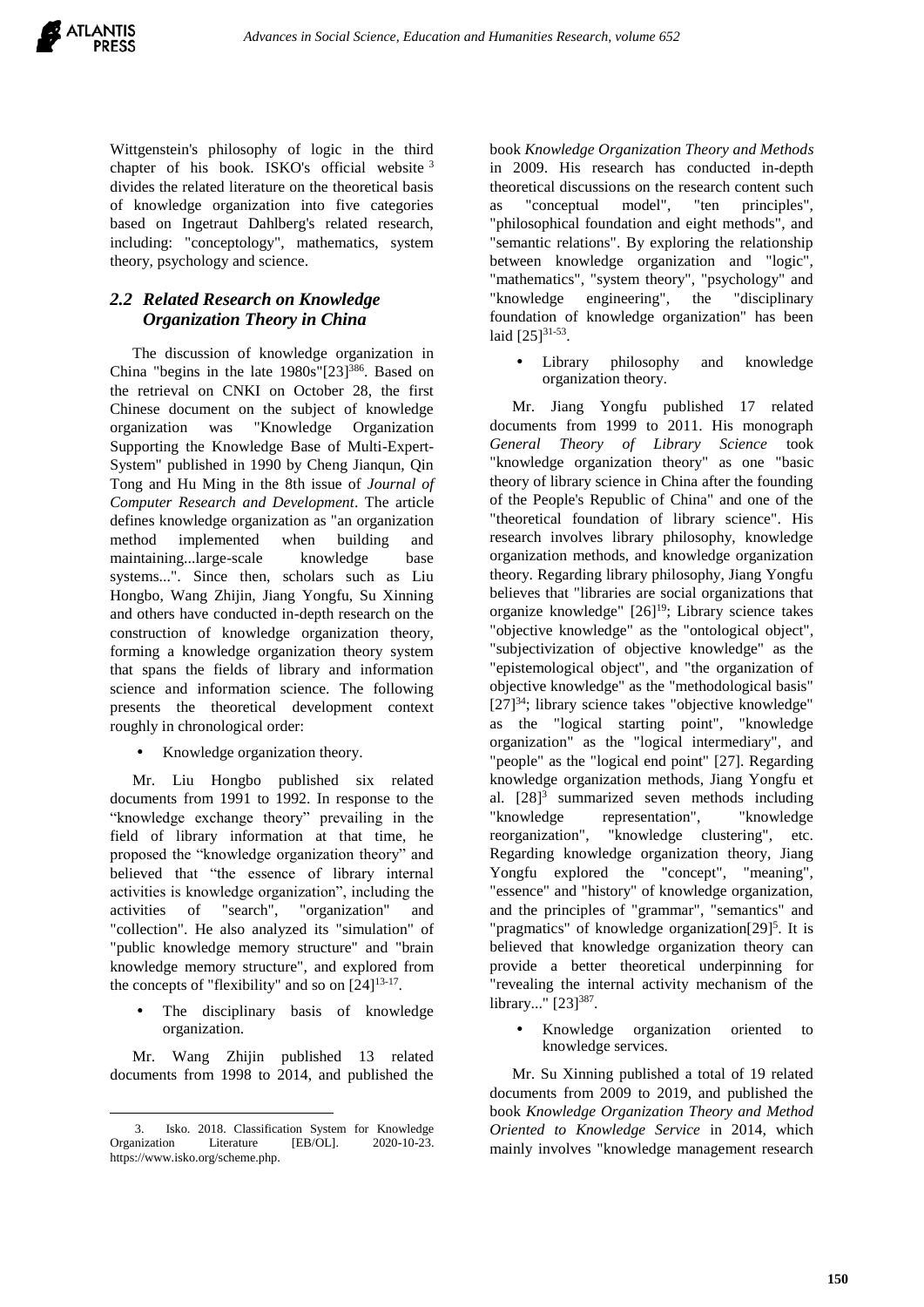Wittgenstein's philosophy of logic in the third chapter of his book. ISKO's official website [3] divides the related literature on the theoretical basis of knowledge organization into five categories based on Ingetraut Dahlberg's related research, including: "conceptology", mathematics, system theory, psychology and science.

### *2.2 Related Research on Knowledge Organization Theory in China*

The discussion of knowledge organization in China "begins in the late 1980s"[23][386]. Based on the retrieval on CNKI on October 28, the first Chinese document on the subject of knowledge organization was "Knowledge Organization Supporting the Knowledge Base of Multi-Expert-System" published in 1990 by Cheng Jianqun, Qin Tong and Hu Ming in the 8th issue of *Journal of Computer Research and Development*. The article defines knowledge organization as "an organization method implemented when building and maintaining...large-scale knowledge base systems...". Since then, scholars such as Liu Hongbo, Wang Zhijin, Jiang Yongfu, Su Xinning and others have conducted in-depth research on the construction of knowledge organization theory, forming a knowledge organization theory system that spans the fields of library and information science and information science. The following presents the theoretical development context roughly in chronological order:

- Knowledge organization theory.

Mr. Liu Hongbo published six related documents from 1991 to 1992. In response to the "knowledge exchange theory" prevailing in the field of library information at that time, he proposed the "knowledge organization theory" and believed that "the essence of library internal activities is knowledge organization", including the activities of "search", "organization" and "collection". He also analyzed its "simulation" of "public knowledge memory structure" and "brain knowledge memory structure", and explored from the concepts of "flexibility" and so on [24][13-17].

- The disciplinary basis of knowledge organization.

Mr. Wang Zhijin published 13 related documents from 1998 to 2014, and published the book *Knowledge Organization Theory and Methods* in 2009. His research has conducted in-depth theoretical discussions on the research content such as "conceptual model", "ten principles", "philosophical foundation and eight methods", and "semantic relations". By exploring the relationship between knowledge organization and "logic", "mathematics", "system theory", "psychology" and "knowledge engineering", the "disciplinary foundation of knowledge organization" has been laid [25][31-53].

- Library philosophy and knowledge organization theory.

Mr. Jiang Yongfu published 17 related documents from 1999 to 2011. His monograph *General Theory of Library Science* took "knowledge organization theory" as one "basic theory of library science in China after the founding of the People's Republic of China" and one of the "theoretical foundation of library science". His research involves library philosophy, knowledge organization methods, and knowledge organization theory. Regarding library philosophy, Jiang Yongfu believes that "libraries are social organizations that organize knowledge" [26][19]; Library science takes "objective knowledge" as the "ontological object", "subjectivization of objective knowledge" as the "epistemological object", and "the organization of objective knowledge" as the "methodological basis" [27][34]; library science takes "objective knowledge" as the "logical starting point", "knowledge organization" as the "logical intermediary", and "people" as the "logical end point" [27]. Regarding knowledge organization methods, Jiang Yongfu et al. [28][3] summarized seven methods including "knowledge representation", "knowledge reorganization", "knowledge clustering", etc. Regarding knowledge organization theory, Jiang Yongfu explored the "concept", "meaning", "essence" and "history" of knowledge organization, and the principles of "grammar", "semantics" and "pragmatics" of knowledge organization[29][5]. It is believed that knowledge organization theory can provide a better theoretical underpinning for "revealing the internal activity mechanism of the library..." [23][387].

- Knowledge organization oriented to knowledge services.

Mr. Su Xinning published a total of 19 related documents from 2009 to 2019, and published the book *Knowledge Organization Theory and Method Oriented to Knowledge Service* in 2014, which mainly involves "knowledge management research

---

3. Isko. 2018. Classification System for Knowledge Organization Literature [EB/OL]. 2020-10-23. https://www.isko.org/scheme.php.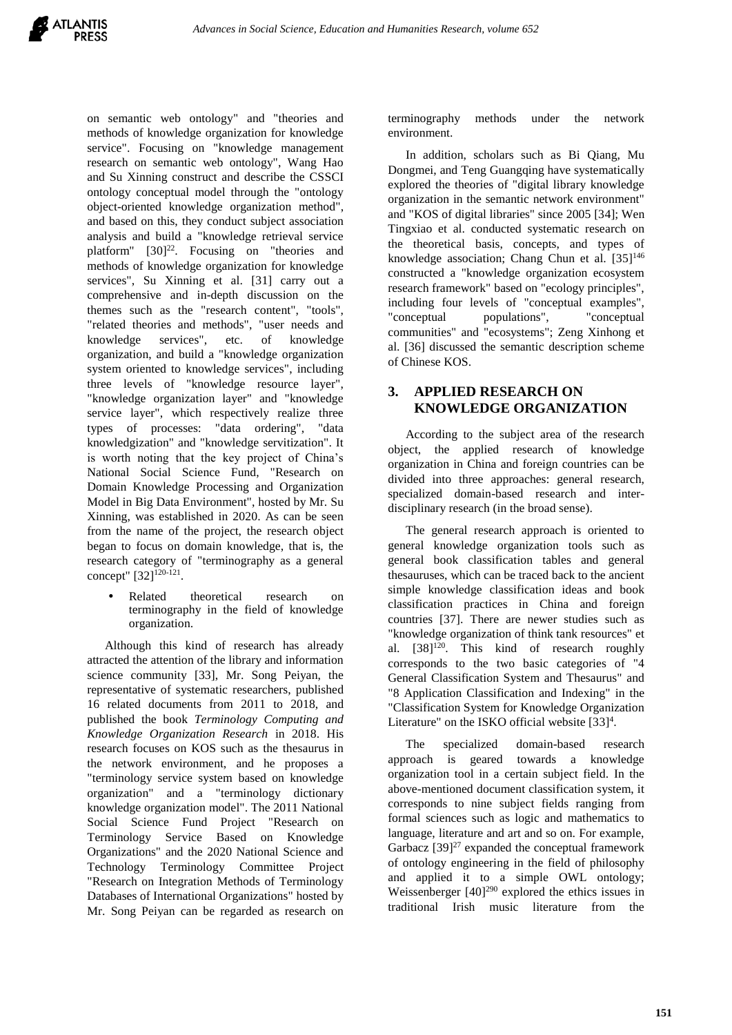on semantic web ontology" and "theories and methods of knowledge organization for knowledge service". Focusing on "knowledge management research on semantic web ontology", Wang Hao and Su Xinning construct and describe the CSSCI ontology conceptual model through the "ontology object-oriented knowledge organization method", and based on this, they conduct subject association analysis and build a "knowledge retrieval service platform" [30][22]. Focusing on "theories and methods of knowledge organization for knowledge services", Su Xinning et al. [31] carry out a comprehensive and in-depth discussion on the themes such as the "research content", "tools", "related theories and methods", "user needs and knowledge services", etc. of knowledge organization, and build a "knowledge organization system oriented to knowledge services", including three levels of "knowledge resource layer", "knowledge organization layer" and "knowledge service layer", which respectively realize three types of processes: "data ordering", "data knowledgization" and "knowledge servitization". It is worth noting that the key project of China's National Social Science Fund, "Research on Domain Knowledge Processing and Organization Model in Big Data Environment", hosted by Mr. Su Xinning, was established in 2020. As can be seen from the name of the project, the research object began to focus on domain knowledge, that is, the research category of "terminography as a general concept" [32][120-121].

- Related theoretical research on terminography in the field of knowledge organization.

Although this kind of research has already attracted the attention of the library and information science community [33], Mr. Song Peiyan, the representative of systematic researchers, published 16 related documents from 2011 to 2018, and published the book *Terminology Computing and Knowledge Organization Research* in 2018. His research focuses on KOS such as the thesaurus in the network environment, and he proposes a "terminology service system based on knowledge organization" and a "terminology dictionary knowledge organization model". The 2011 National Social Science Fund Project "Research on Terminology Service Based on Knowledge Organizations" and the 2020 National Science and Technology Terminology Committee Project "Research on Integration Methods of Terminology Databases of International Organizations" hosted by Mr. Song Peiyan can be regarded as research on terminography methods under the network environment.

In addition, scholars such as Bi Qiang, Mu Dongmei, and Teng Guangqing have systematically explored the theories of "digital library knowledge organization in the semantic network environment" and "KOS of digital libraries" since 2005 [34]; Wen Tingxiao et al. conducted systematic research on the theoretical basis, concepts, and types of knowledge association; Chang Chun et al. [35][146] constructed a "knowledge organization ecosystem research framework" based on "ecology principles", including four levels of "conceptual examples", "conceptual populations", "conceptual communities" and "ecosystems"; Zeng Xinhong et al. [36] discussed the semantic description scheme of Chinese KOS.

## 3. APPLIED RESEARCH ON KNOWLEDGE ORGANIZATION

According to the subject area of the research object, the applied research of knowledge organization in China and foreign countries can be divided into three approaches: general research, specialized domain-based research and inter-disciplinary research (in the broad sense).

The general research approach is oriented to general knowledge organization tools such as general book classification tables and general thesauruses, which can be traced back to the ancient simple knowledge classification ideas and book classification practices in China and foreign countries [37]. There are newer studies such as "knowledge organization of think tank resources" et al. [38][120]. This kind of research roughly corresponds to the two basic categories of "4 General Classification System and Thesaurus" and "8 Application Classification and Indexing" in the "Classification System for Knowledge Organization Literature" on the ISKO official website [33][4].

The specialized domain-based research approach is geared towards a knowledge organization tool in a certain subject field. In the above-mentioned document classification system, it corresponds to nine subject fields ranging from formal sciences such as logic and mathematics to language, literature and art and so on. For example, Garbacz [39][27] expanded the conceptual framework of ontology engineering in the field of philosophy and applied it to a simple OWL ontology; Weissenberger [40][290] explored the ethics issues in traditional Irish music literature from the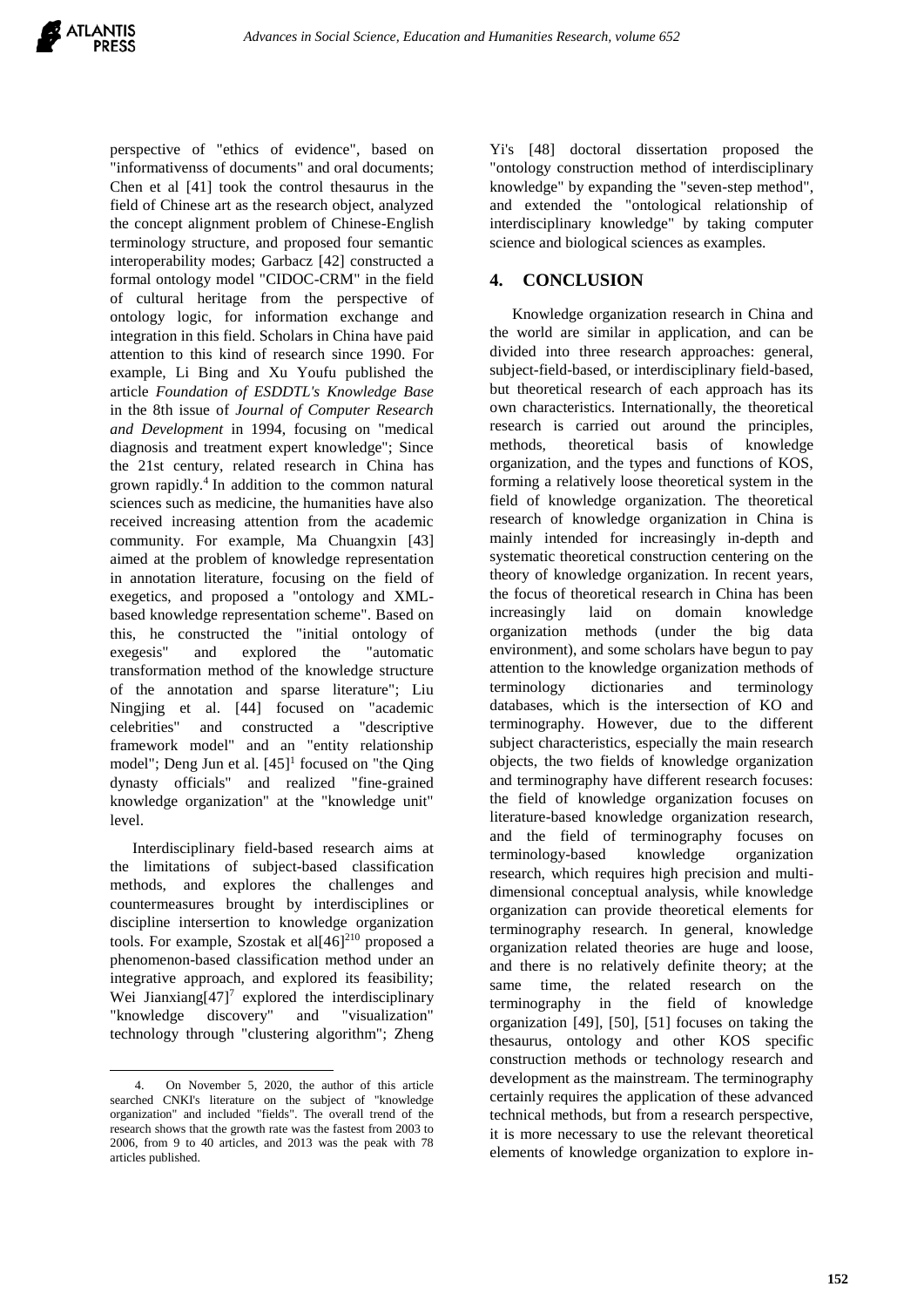perspective of "ethics of evidence", based on "informativenss of documents" and oral documents; Chen et al [41] took the control thesaurus in the field of Chinese art as the research object, analyzed the concept alignment problem of Chinese-English terminology structure, and proposed four semantic interoperability modes; Garbacz [42] constructed a formal ontology model "CIDOC-CRM" in the field of cultural heritage from the perspective of ontology logic, for information exchange and integration in this field. Scholars in China have paid attention to this kind of research since 1990. For example, Li Bing and Xu Youfu published the article *Foundation of ESDDTL's Knowledge Base* in the 8th issue of *Journal of Computer Research and Development* in 1994, focusing on "medical diagnosis and treatment expert knowledge"; Since the 21st century, related research in China has grown rapidly.[4] In addition to the common natural sciences such as medicine, the humanities have also received increasing attention from the academic community. For example, Ma Chuangxin [43] aimed at the problem of knowledge representation in annotation literature, focusing on the field of exegetics, and proposed a "ontology and XML-based knowledge representation scheme". Based on this, he constructed the "initial ontology of exegesis" and explored the "automatic transformation method of the knowledge structure of the annotation and sparse literature"; Liu Ningjing et al. [44] focused on "academic celebrities" and constructed a "descriptive framework model" and an "entity relationship model"; Deng Jun et al. [45][1] focused on "the Qing dynasty officials" and realized "fine-grained knowledge organization" at the "knowledge unit" level.

Interdisciplinary field-based research aims at the limitations of subject-based classification methods, and explores the challenges and countermeasures brought by interdisciplines or discipline intersertion to knowledge organization tools. For example, Szostak et al[46][210] proposed a phenomenon-based classification method under an integrative approach, and explored its feasibility; Wei Jianxiang[47][7] explored the interdisciplinary "knowledge discovery" and "visualization" technology through "clustering algorithm"; Zheng Yi's [48] doctoral dissertation proposed the "ontology construction method of interdisciplinary knowledge" by expanding the "seven-step method", and extended the "ontological relationship of interdisciplinary knowledge" by taking computer science and biological sciences as examples.

## 4. CONCLUSION

Knowledge organization research in China and the world are similar in application, and can be divided into three research approaches: general, subject-field-based, or interdisciplinary field-based, but theoretical research of each approach has its own characteristics. Internationally, the theoretical research is carried out around the principles, methods, theoretical basis of knowledge organization, and the types and functions of KOS, forming a relatively loose theoretical system in the field of knowledge organization. The theoretical research of knowledge organization in China is mainly intended for increasingly in-depth and systematic theoretical construction centering on the theory of knowledge organization. In recent years, the focus of theoretical research in China has been increasingly laid on domain knowledge organization methods (under the big data environment), and some scholars have begun to pay attention to the knowledge organization methods of terminology dictionaries and terminology databases, which is the intersection of KO and terminography. However, due to the different subject characteristics, especially the main research objects, the two fields of knowledge organization and terminography have different research focuses: the field of knowledge organization focuses on literature-based knowledge organization research, and the field of terminography focuses on terminology-based knowledge organization research, which requires high precision and multi-dimensional conceptual analysis, while knowledge organization can provide theoretical elements for terminography research. In general, knowledge organization related theories are huge and loose, and there is no relatively definite theory; at the same time, the related research on the terminography in the field of knowledge organization [49], [50], [51] focuses on taking the thesaurus, ontology and other KOS specific construction methods or technology research and development as the mainstream. The terminography certainly requires the application of these advanced technical methods, but from a research perspective, it is more necessary to use the relevant theoretical elements of knowledge organization to explore in-

---

4. On November 5, 2020, the author of this article searched CNKI's literature on the subject of "knowledge organization" and included "fields". The overall trend of the research shows that the growth rate was the fastest from 2003 to 2006, from 9 to 40 articles, and 2013 was the peak with 78 articles published.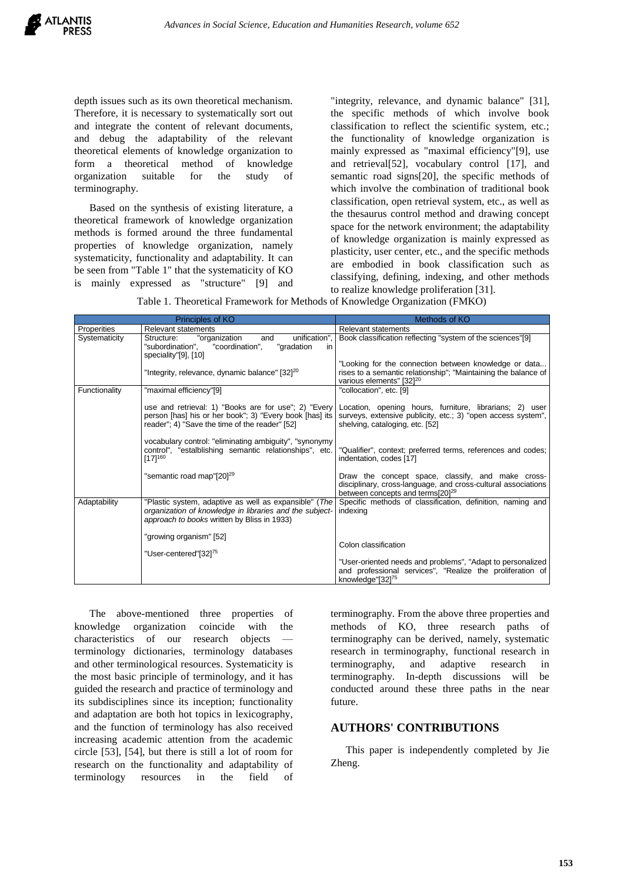depth issues such as its own theoretical mechanism. Therefore, it is necessary to systematically sort out and integrate the content of relevant documents, and debug the adaptability of the relevant theoretical elements of knowledge organization to form a theoretical method of knowledge organization suitable for the study of terminography.

Based on the synthesis of existing literature, a theoretical framework of knowledge organization methods is formed around the three fundamental properties of knowledge organization, namely systematicity, functionality and adaptability. It can be seen from "Table 1" that the systematicity of KO is mainly expressed as "structure" [9] and "integrity, relevance, and dynamic balance" [31], the specific methods of which involve book classification to reflect the scientific system, etc.; the functionality of knowledge organization is mainly expressed as "maximal efficiency"[9], use and retrieval[52], vocabulary control [17], and semantic road signs[20], the specific methods of which involve the combination of traditional book classification, open retrieval system, etc., as well as the thesaurus control method and drawing concept space for the network environment; the adaptability of knowledge organization is mainly expressed as plasticity, user center, etc., and the specific methods are embodied in book classification such as classifying, defining, indexing, and other methods to realize knowledge proliferation [31].

Table 1. Theoretical Framework for Methods of Knowledge Organization (FMKO)

| Principles of KO | | Methods of KO |
|---|---|---|
| Properities | Relevant statements | Relevant statements |
| Systematicity | Structure: "organization and unification", "subordination", "coordination", "gradation in speciality"[9], [10] | Book classification reflecting "system of the sciences"[9] |
| | "Integrity, relevance, dynamic balance" [32][20] | "Looking for the connection between knowledge or data... rises to a semantic relationship"; "Maintaining the balance of various elements" [32][20] |
| Functionality | "maximal efficiency"[9] | "collocation", etc. [9] |
| | use and retrieval: 1) "Books are for use"; 2) "Every person [has] his or her book"; 3) "Every book [has] its reader"; 4) "Save the time of the reader" [52] | Location, opening hours, furniture, librarians; 2) user surveys, extensive publicity, etc.; 3) "open access system", shelving, cataloging, etc. [52] |
| | vocabulary control: "eliminating ambiguity", "synonymy control", "estalblishing semantic relationships", etc. [17][160] | "Qualifier", context; preferred terms, references and codes; indentation, codes [17] |
| | "semantic road map"[20][29] | Draw the concept space, classify, and make cross-disciplinary, cross-language, and cross-cultural associations between concepts and terms[20][29] |
| Adaptability | "Plastic system, adaptive as well as expansible" (*The organization of knowledge in libraries and the subject-approach to books* written by Bliss in 1933) | Specific methods of classification, definition, naming and indexing |
| | "growing organism" [52] | Colon classification |
| | "User-centered"[32][75] | "User-oriented needs and problems", "Adapt to personalized and professional services", "Realize the proliferation of knowledge"[32][75] |

The above-mentioned three properties of knowledge organization coincide with the characteristics of our research objects — terminology dictionaries, terminology databases and other terminological resources. Systematicity is the most basic principle of terminology, and it has guided the research and practice of terminology and its subdisciplines since its inception; functionality and adaptation are both hot topics in lexicography, and the function of terminology has also received increasing academic attention from the academic circle [53], [54], but there is still a lot of room for research on the functionality and adaptability of terminology resources in the field of terminography. From the above three properties and methods of KO, three research paths of terminography can be derived, namely, systematic research in terminography, functional research in terminography, and adaptive research in terminography. In-depth discussions will be conducted around these three paths in the near future.

## AUTHORS' CONTRIBUTIONS

This paper is independently completed by Jie Zheng.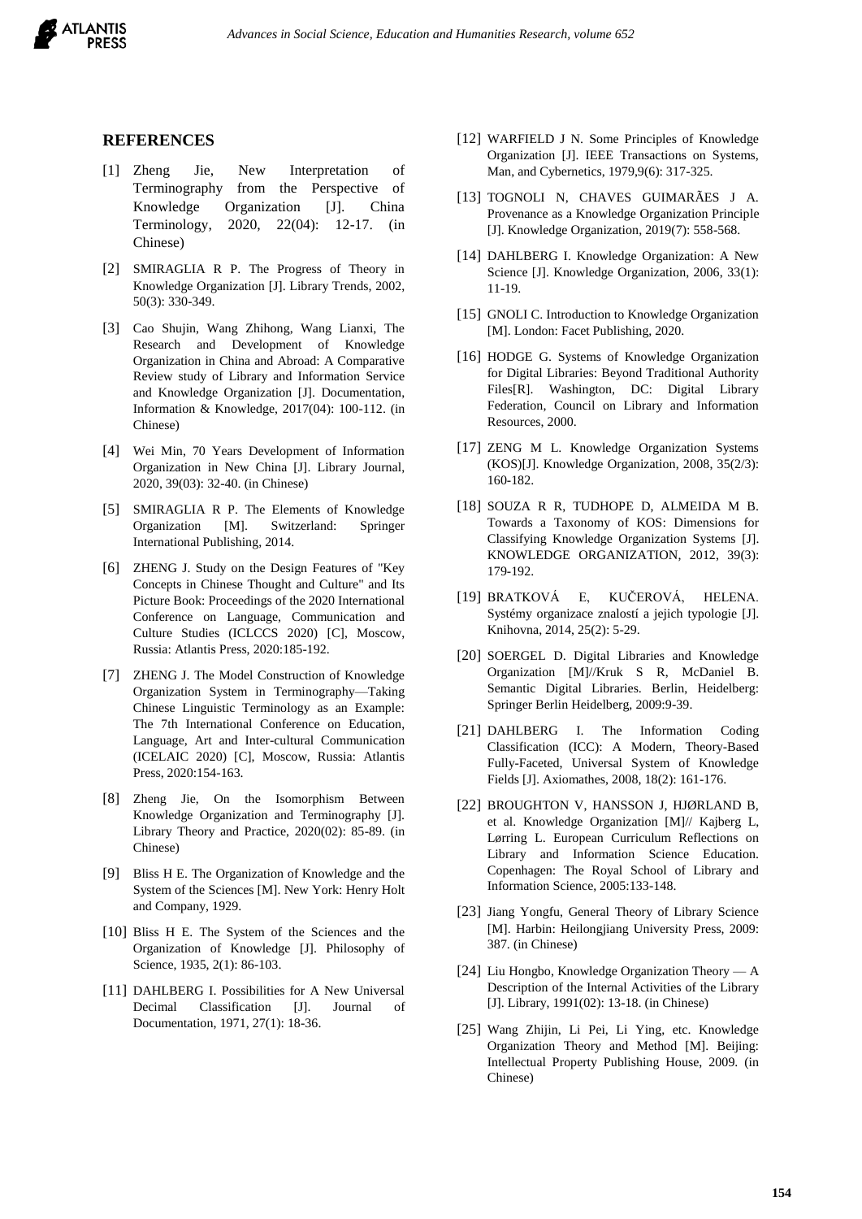## REFERENCES

[1] Zheng Jie, New Interpretation of Terminography from the Perspective of Knowledge Organization [J]. China Terminology, 2020, 22(04): 12-17. (in Chinese)

[2] SMIRAGLIA R P. The Progress of Theory in Knowledge Organization [J]. Library Trends, 2002, 50(3): 330-349.

[3] Cao Shujin, Wang Zhihong, Wang Lianxi, The Research and Development of Knowledge Organization in China and Abroad: A Comparative Review study of Library and Information Service and Knowledge Organization [J]. Documentation, Information & Knowledge, 2017(04): 100-112. (in Chinese)

[4] Wei Min, 70 Years Development of Information Organization in New China [J]. Library Journal, 2020, 39(03): 32-40. (in Chinese)

[5] SMIRAGLIA R P. The Elements of Knowledge Organization [M]. Switzerland: Springer International Publishing, 2014.

[6] ZHENG J. Study on the Design Features of "Key Concepts in Chinese Thought and Culture" and Its Picture Book: Proceedings of the 2020 International Conference on Language, Communication and Culture Studies (ICLCCS 2020) [C], Moscow, Russia: Atlantis Press, 2020:185-192.

[7] ZHENG J. The Model Construction of Knowledge Organization System in Terminography—Taking Chinese Linguistic Terminology as an Example: The 7th International Conference on Education, Language, Art and Inter-cultural Communication (ICELAIC 2020) [C], Moscow, Russia: Atlantis Press, 2020:154-163.

[8] Zheng Jie, On the Isomorphism Between Knowledge Organization and Terminography [J]. Library Theory and Practice, 2020(02): 85-89. (in Chinese)

[9] Bliss H E. The Organization of Knowledge and the System of the Sciences [M]. New York: Henry Holt and Company, 1929.

[10] Bliss H E. The System of the Sciences and the Organization of Knowledge [J]. Philosophy of Science, 1935, 2(1): 86-103.

[11] DAHLBERG I. Possibilities for A New Universal Decimal Classification [J]. Journal of Documentation, 1971, 27(1): 18-36.

[12] WARFIELD J N. Some Principles of Knowledge Organization [J]. IEEE Transactions on Systems, Man, and Cybernetics, 1979,9(6): 317-325.

[13] TOGNOLI N, CHAVES GUIMARÃES J A. Provenance as a Knowledge Organization Principle [J]. Knowledge Organization, 2019(7): 558-568.

[14] DAHLBERG I. Knowledge Organization: A New Science [J]. Knowledge Organization, 2006, 33(1): 11-19.

[15] GNOLI C. Introduction to Knowledge Organization [M]. London: Facet Publishing, 2020.

[16] HODGE G. Systems of Knowledge Organization for Digital Libraries: Beyond Traditional Authority Files[R]. Washington, DC: Digital Library Federation, Council on Library and Information Resources, 2000.

[17] ZENG M L. Knowledge Organization Systems (KOS)[J]. Knowledge Organization, 2008, 35(2/3): 160-182.

[18] SOUZA R R, TUDHOPE D, ALMEIDA M B. Towards a Taxonomy of KOS: Dimensions for Classifying Knowledge Organization Systems [J]. KNOWLEDGE ORGANIZATION, 2012, 39(3): 179-192.

[19] BRATKOVÁ E, KUČEROVÁ, HELENA. Systémy organizace znalostí a jejich typologie [J]. Knihovna, 2014, 25(2): 5-29.

[20] SOERGEL D. Digital Libraries and Knowledge Organization [M]//Kruk S R, McDaniel B. Semantic Digital Libraries. Berlin, Heidelberg: Springer Berlin Heidelberg, 2009:9-39.

[21] DAHLBERG I. The Information Coding Classification (ICC): A Modern, Theory-Based Fully-Faceted, Universal System of Knowledge Fields [J]. Axiomathes, 2008, 18(2): 161-176.

[22] BROUGHTON V, HANSSON J, HJØRLAND B, et al. Knowledge Organization [M]// Kajberg L, Lørring L. European Curriculum Reflections on Library and Information Science Education. Copenhagen: The Royal School of Library and Information Science, 2005:133-148.

[23] Jiang Yongfu, General Theory of Library Science [M]. Harbin: Heilongjiang University Press, 2009: 387. (in Chinese)

[24] Liu Hongbo, Knowledge Organization Theory — A Description of the Internal Activities of the Library [J]. Library, 1991(02): 13-18. (in Chinese)

[25] Wang Zhijin, Li Pei, Li Ying, etc. Knowledge Organization Theory and Method [M]. Beijing: Intellectual Property Publishing House, 2009. (in Chinese)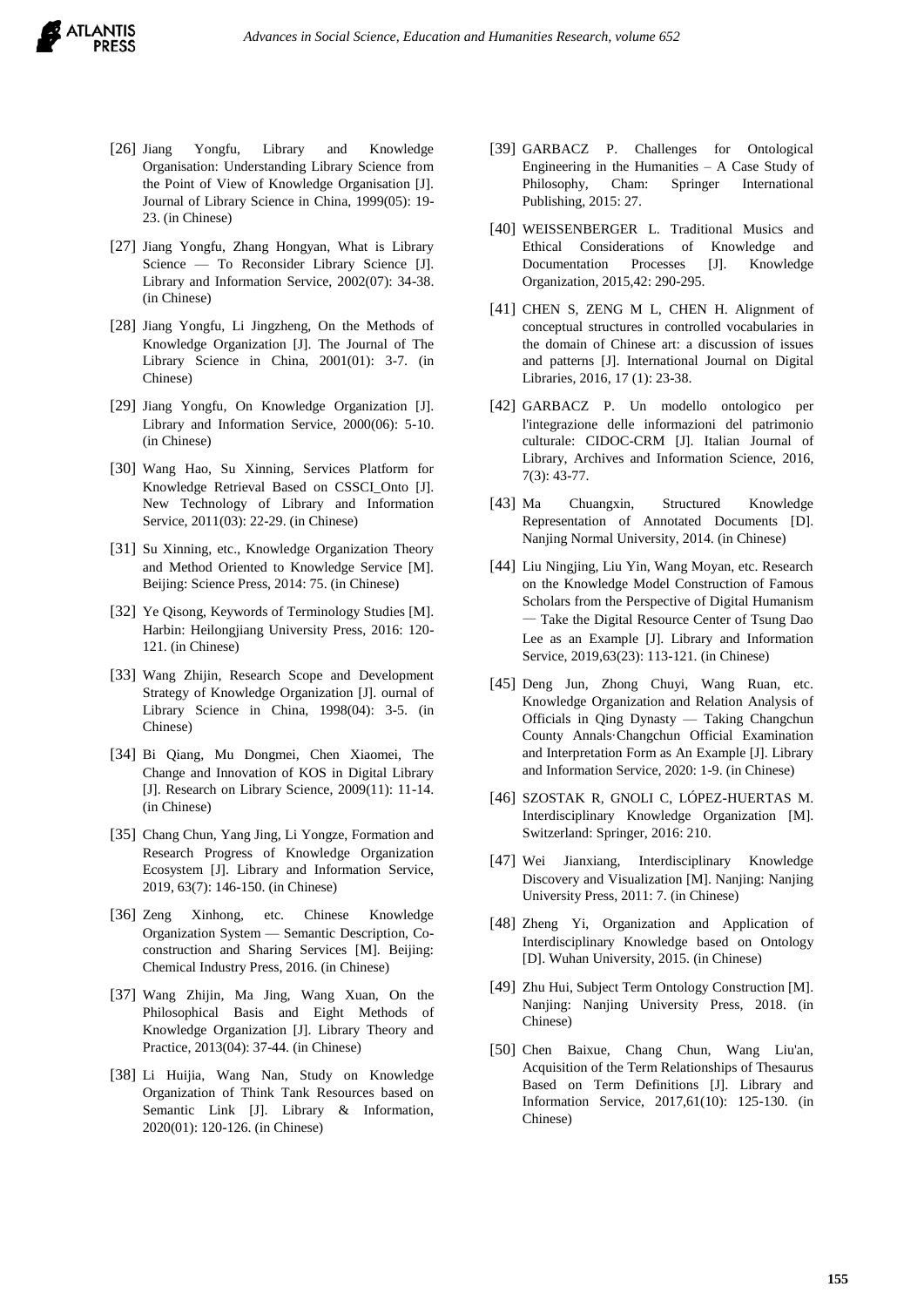[26] Jiang Yongfu, Library and Knowledge Organisation: Understanding Library Science from the Point of View of Knowledge Organisation [J]. Journal of Library Science in China, 1999(05): 19-23. (in Chinese)

[27] Jiang Yongfu, Zhang Hongyan, What is Library Science — To Reconsider Library Science [J]. Library and Information Service, 2002(07): 34-38. (in Chinese)

[28] Jiang Yongfu, Li Jingzheng, On the Methods of Knowledge Organization [J]. The Journal of The Library Science in China, 2001(01): 3-7. (in Chinese)

[29] Jiang Yongfu, On Knowledge Organization [J]. Library and Information Service, 2000(06): 5-10. (in Chinese)

[30] Wang Hao, Su Xinning, Services Platform for Knowledge Retrieval Based on CSSCI_Onto [J]. New Technology of Library and Information Service, 2011(03): 22-29. (in Chinese)

[31] Su Xinning, etc., Knowledge Organization Theory and Method Oriented to Knowledge Service [M]. Beijing: Science Press, 2014: 75. (in Chinese)

[32] Ye Qisong, Keywords of Terminology Studies [M]. Harbin: Heilongjiang University Press, 2016: 120-121. (in Chinese)

[33] Wang Zhijin, Research Scope and Development Strategy of Knowledge Organization [J]. ournal of Library Science in China, 1998(04): 3-5. (in Chinese)

[34] Bi Qiang, Mu Dongmei, Chen Xiaomei, The Change and Innovation of KOS in Digital Library [J]. Research on Library Science, 2009(11): 11-14. (in Chinese)

[35] Chang Chun, Yang Jing, Li Yongze, Formation and Research Progress of Knowledge Organization Ecosystem [J]. Library and Information Service, 2019, 63(7): 146-150. (in Chinese)

[36] Zeng Xinhong, etc. Chinese Knowledge Organization System — Semantic Description, Co-construction and Sharing Services [M]. Beijing: Chemical Industry Press, 2016. (in Chinese)

[37] Wang Zhijin, Ma Jing, Wang Xuan, On the Philosophical Basis and Eight Methods of Knowledge Organization [J]. Library Theory and Practice, 2013(04): 37-44. (in Chinese)

[38] Li Huijia, Wang Nan, Study on Knowledge Organization of Think Tank Resources based on Semantic Link [J]. Library & Information, 2020(01): 120-126. (in Chinese)

[39] GARBACZ P. Challenges for Ontological Engineering in the Humanities – A Case Study of Philosophy, Cham: Springer International Publishing, 2015: 27.

[40] WEISSENBERGER L. Traditional Musics and Ethical Considerations of Knowledge and Documentation Processes [J]. Knowledge Organization, 2015,42: 290-295.

[41] CHEN S, ZENG M L, CHEN H. Alignment of conceptual structures in controlled vocabularies in the domain of Chinese art: a discussion of issues and patterns [J]. International Journal on Digital Libraries, 2016, 17 (1): 23-38.

[42] GARBACZ P. Un modello ontologico per l'integrazione delle informazioni del patrimonio culturale: CIDOC-CRM [J]. Italian Journal of Library, Archives and Information Science, 2016, 7(3): 43-77.

[43] Ma Chuangxin, Structured Knowledge Representation of Annotated Documents [D]. Nanjing Normal University, 2014. (in Chinese)

[44] Liu Ningjing, Liu Yin, Wang Moyan, etc. Research on the Knowledge Model Construction of Famous Scholars from the Perspective of Digital Humanism — Take the Digital Resource Center of Tsung Dao Lee as an Example [J]. Library and Information Service, 2019,63(23): 113-121. (in Chinese)

[45] Deng Jun, Zhong Chuyi, Wang Ruan, etc. Knowledge Organization and Relation Analysis of Officials in Qing Dynasty — Taking Changchun County Annals·Changchun Official Examination and Interpretation Form as An Example [J]. Library and Information Service, 2020: 1-9. (in Chinese)

[46] SZOSTAK R, GNOLI C, LÓPEZ-HUERTAS M. Interdisciplinary Knowledge Organization [M]. Switzerland: Springer, 2016: 210.

[47] Wei Jianxiang, Interdisciplinary Knowledge Discovery and Visualization [M]. Nanjing: Nanjing University Press, 2011: 7. (in Chinese)

[48] Zheng Yi, Organization and Application of Interdisciplinary Knowledge based on Ontology [D]. Wuhan University, 2015. (in Chinese)

[49] Zhu Hui, Subject Term Ontology Construction [M]. Nanjing: Nanjing University Press, 2018. (in Chinese)

[50] Chen Baixue, Chang Chun, Wang Liu'an, Acquisition of the Term Relationships of Thesaurus Based on Term Definitions [J]. Library and Information Service, 2017,61(10): 125-130. (in Chinese)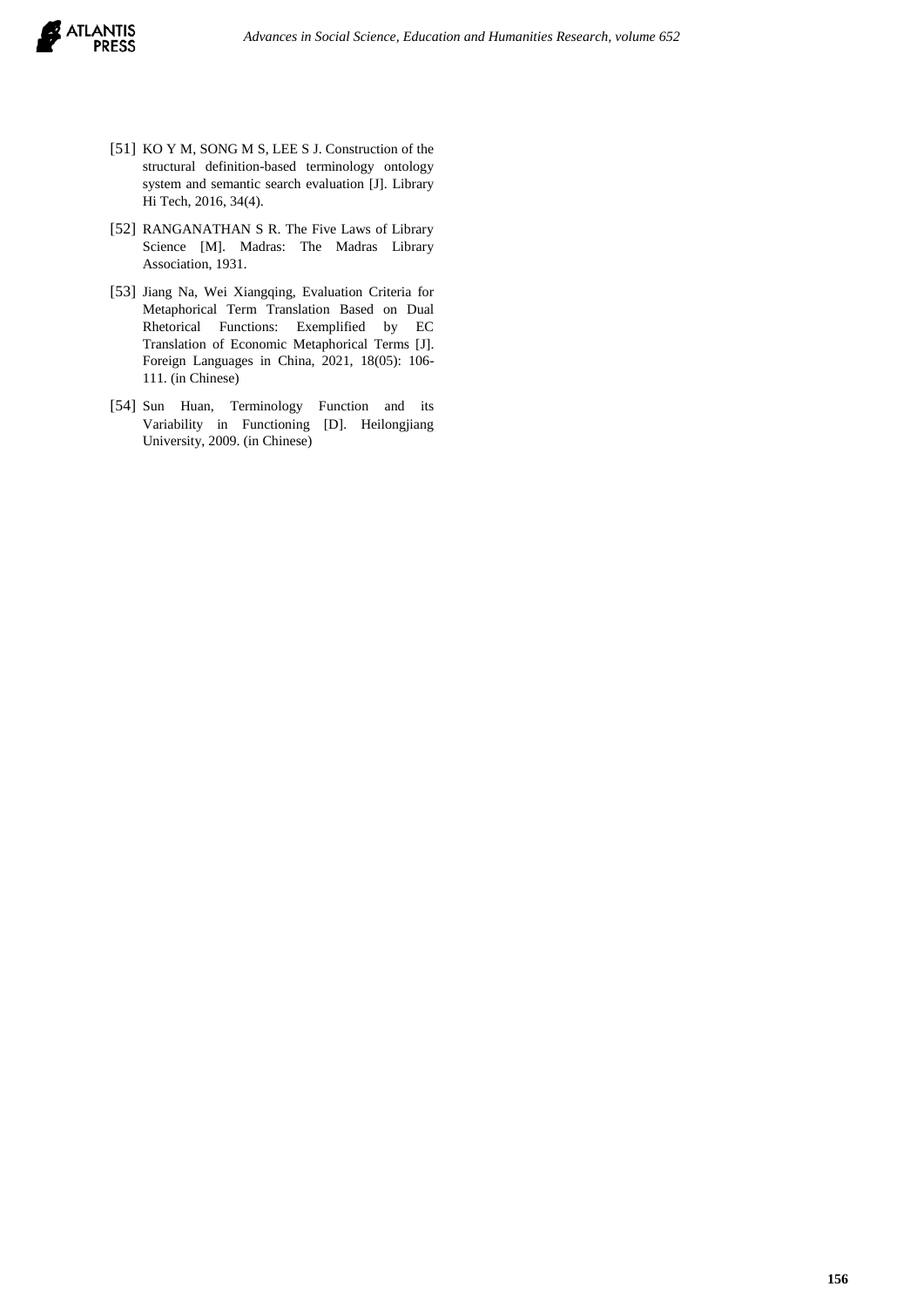[51] KO Y M, SONG M S, LEE S J. Construction of the structural definition-based terminology ontology system and semantic search evaluation [J]. Library Hi Tech, 2016, 34(4).

[52] RANGANATHAN S R. The Five Laws of Library Science [M]. Madras: The Madras Library Association, 1931.

[53] Jiang Na, Wei Xiangqing, Evaluation Criteria for Metaphorical Term Translation Based on Dual Rhetorical Functions: Exemplified by EC Translation of Economic Metaphorical Terms [J]. Foreign Languages in China, 2021, 18(05): 106-111. (in Chinese)

[54] Sun Huan, Terminology Function and its Variability in Functioning [D]. Heilongjiang University, 2009. (in Chinese)